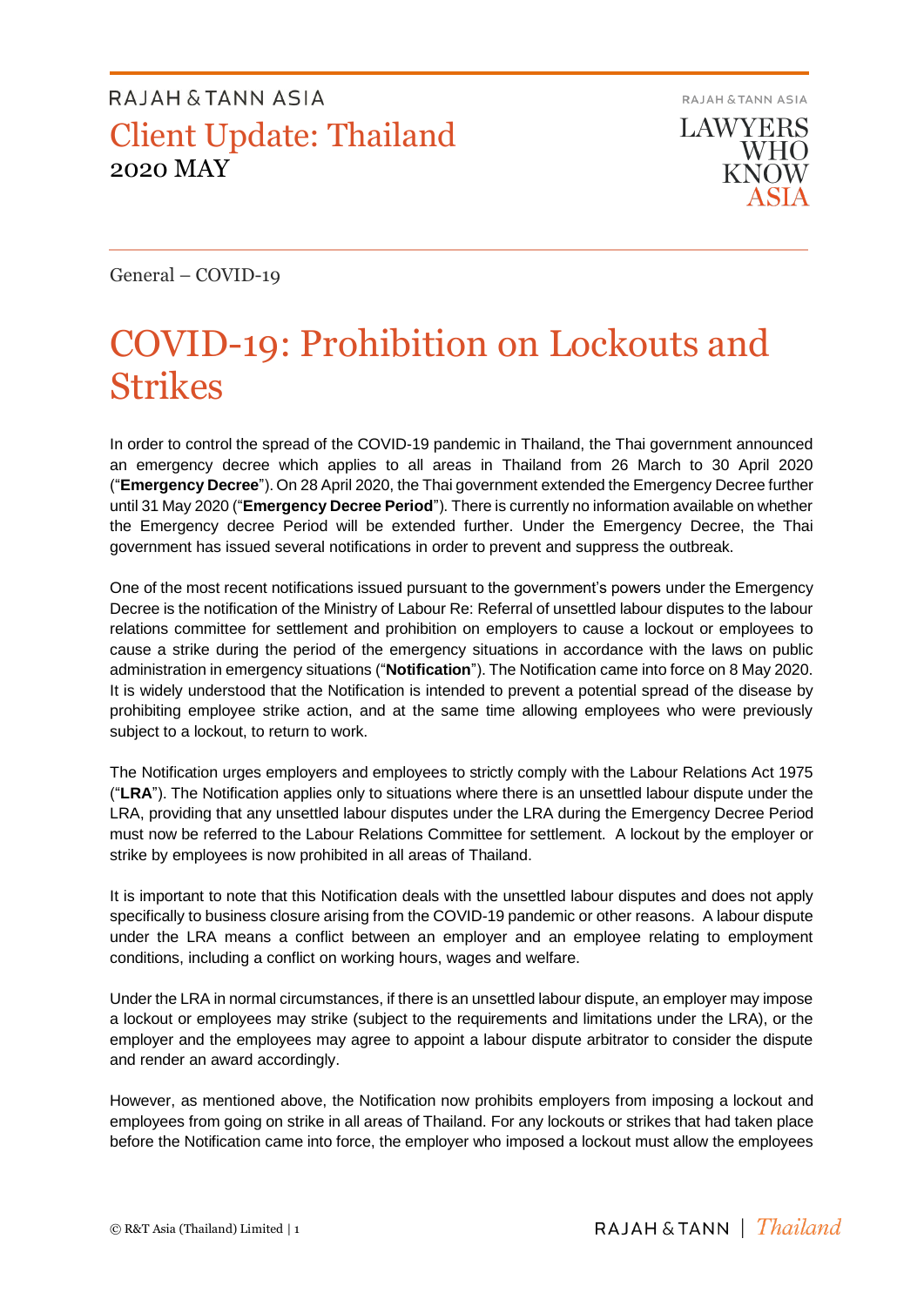RAJAH & TANN ASIA

Client Update: Thailand
2020 MAY

General – COVID-19

# COVID-19: Prohibition on Lockouts and Strikes

In order to control the spread of the COVID-19 pandemic in Thailand, the Thai government announced an emergency decree which applies to all areas in Thailand from 26 March to 30 April 2020 ("**Emergency Decree**"). On 28 April 2020, the Thai government extended the Emergency Decree further until 31 May 2020 ("**Emergency Decree Period**"). There is currently no information available on whether the Emergency decree Period will be extended further. Under the Emergency Decree, the Thai government has issued several notifications in order to prevent and suppress the outbreak.

One of the most recent notifications issued pursuant to the government's powers under the Emergency Decree is the notification of the Ministry of Labour Re: Referral of unsettled labour disputes to the labour relations committee for settlement and prohibition on employers to cause a lockout or employees to cause a strike during the period of the emergency situations in accordance with the laws on public administration in emergency situations ("**Notification**"). The Notification came into force on 8 May 2020. It is widely understood that the Notification is intended to prevent a potential spread of the disease by prohibiting employee strike action, and at the same time allowing employees who were previously subject to a lockout, to return to work.

The Notification urges employers and employees to strictly comply with the Labour Relations Act 1975 ("**LRA**"). The Notification applies only to situations where there is an unsettled labour dispute under the LRA, providing that any unsettled labour disputes under the LRA during the Emergency Decree Period must now be referred to the Labour Relations Committee for settlement. A lockout by the employer or strike by employees is now prohibited in all areas of Thailand.

It is important to note that this Notification deals with the unsettled labour disputes and does not apply specifically to business closure arising from the COVID-19 pandemic or other reasons. A labour dispute under the LRA means a conflict between an employer and an employee relating to employment conditions, including a conflict on working hours, wages and welfare.

Under the LRA in normal circumstances, if there is an unsettled labour dispute, an employer may impose a lockout or employees may strike (subject to the requirements and limitations under the LRA), or the employer and the employees may agree to appoint a labour dispute arbitrator to consider the dispute and render an award accordingly.

However, as mentioned above, the Notification now prohibits employers from imposing a lockout and employees from going on strike in all areas of Thailand. For any lockouts or strikes that had taken place before the Notification came into force, the employer who imposed a lockout must allow the employees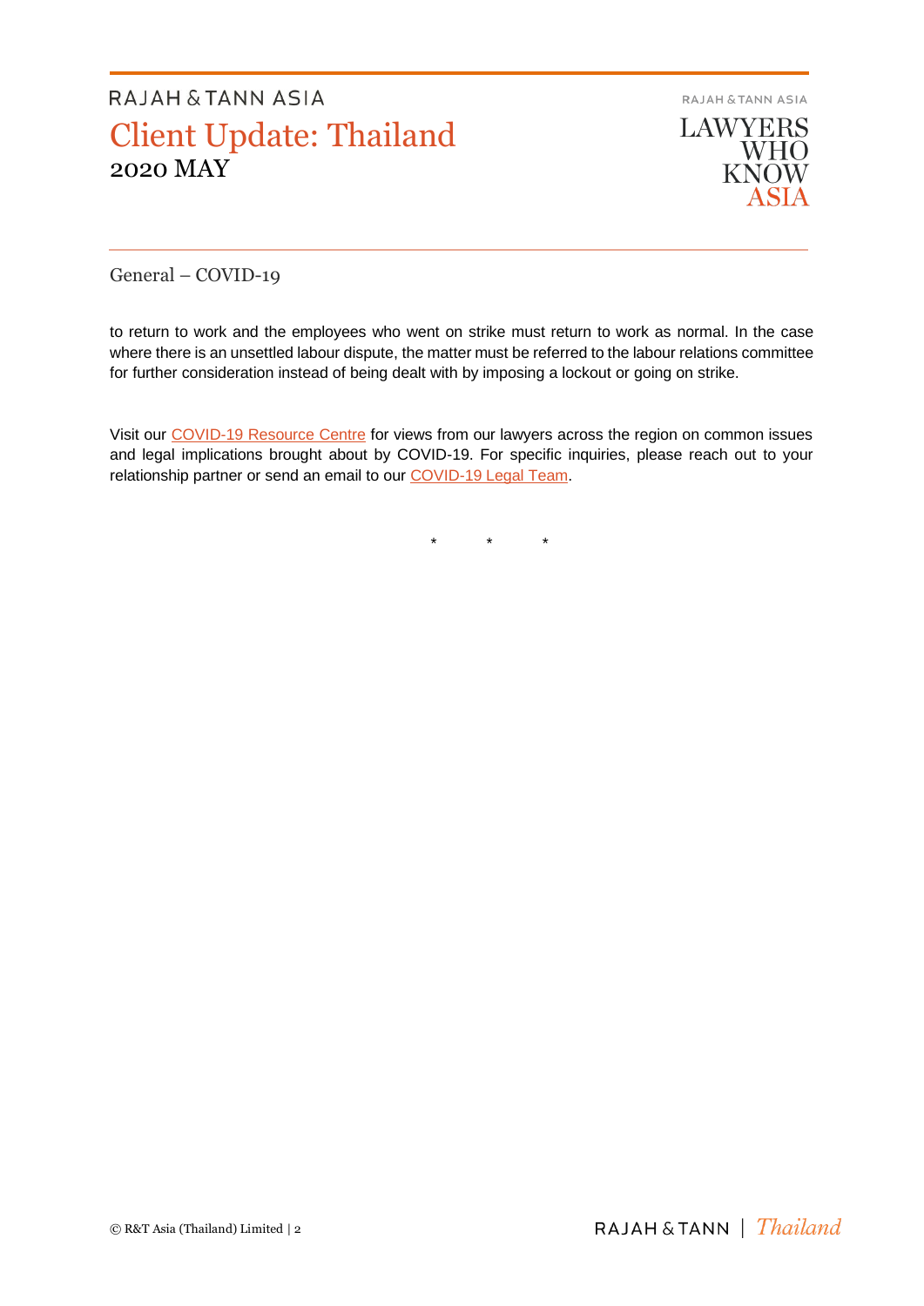General – COVID-19

to return to work and the employees who went on strike must return to work as normal. In the case where there is an unsettled labour dispute, the matter must be referred to the labour relations committee for further consideration instead of being dealt with by imposing a lockout or going on strike.

Visit our COVID-19 Resource Centre for views from our lawyers across the region on common issues and legal implications brought about by COVID-19. For specific inquiries, please reach out to your relationship partner or send an email to our COVID-19 Legal Team.

\* \* \*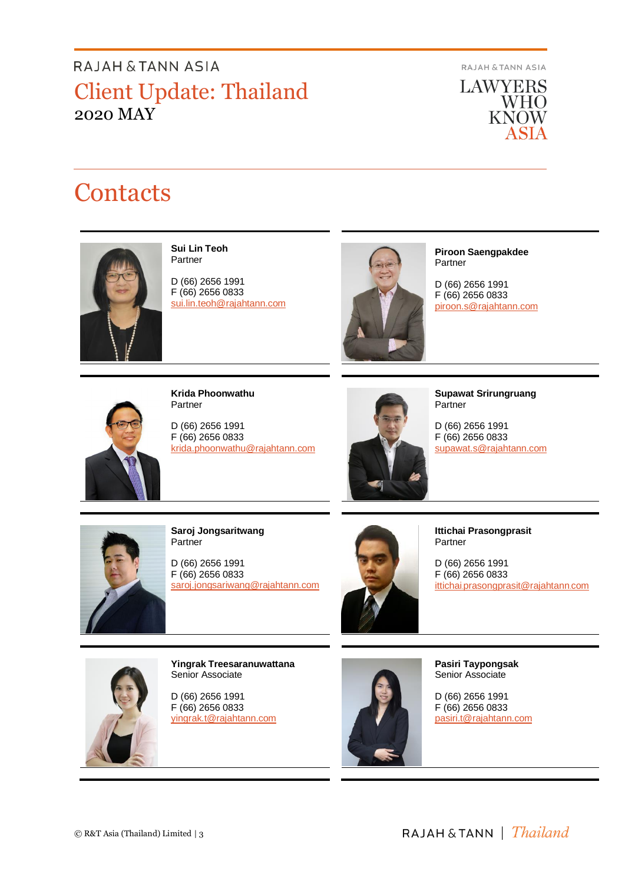# Contacts

**Sui Lin Teoh**
Partner

D (66) 2656 1991
F (66) 2656 0833
sui.lin.teoh@rajahtann.com

**Piroon Saengpakdee**
Partner

D (66) 2656 1991
F (66) 2656 0833
piroon.s@rajahtann.com

**Krida Phoonwathu**
Partner

D (66) 2656 1991
F (66) 2656 0833
krida.phoonwathu@rajahtann.com

**Supawat Srirungruang**
Partner

D (66) 2656 1991
F (66) 2656 0833
supawat.s@rajahtann.com

**Saroj Jongsaritwang**
Partner

D (66) 2656 1991
F (66) 2656 0833
saroj.jongsariwang@rajahtann.com

**Ittichai Prasongprasit**
Partner

D (66) 2656 1991
F (66) 2656 0833
ittichai.prasongprasit@rajahtann.com

**Yingrak Treesaranuwattana**
Senior Associate

D (66) 2656 1991
F (66) 2656 0833
yingrak.t@rajahtann.com

**Pasiri Taypongsak**
Senior Associate

D (66) 2656 1991
F (66) 2656 0833
pasiri.t@rajahtann.com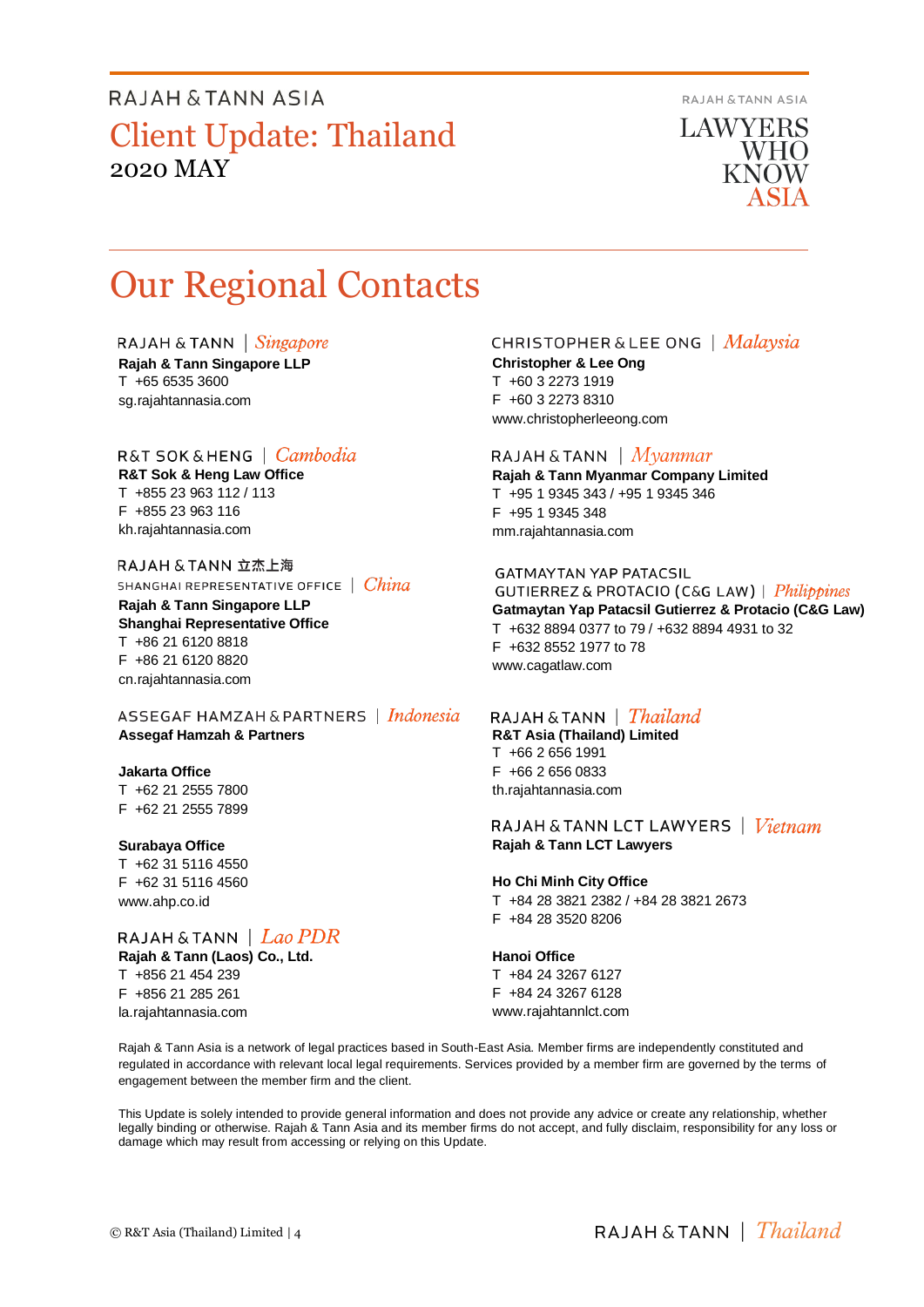# Our Regional Contacts

RAJAH & TANN | *Singapore*

**Rajah & Tann Singapore LLP**
T +65 6535 3600
sg.rajahtannasia.com

R&T SOK & HENG | *Cambodia*

**R&T Sok & Heng Law Office**
T +855 23 963 112 / 113
F +855 23 963 116
kh.rajahtannasia.com

RAJAH & TANN 立杰上海
SHANGHAI REPRESENTATIVE OFFICE | *China*

**Rajah & Tann Singapore LLP**
**Shanghai Representative Office**
T +86 21 6120 8818
F +86 21 6120 8820
cn.rajahtannasia.com

ASSEGAF HAMZAH & PARTNERS | *Indonesia*

**Assegaf Hamzah & Partners**

**Jakarta Office**
T +62 21 2555 7800
F +62 21 2555 7899

**Surabaya Office**
T +62 31 5116 4550
F +62 31 5116 4560
www.ahp.co.id

RAJAH & TANN | *Lao PDR*

**Rajah & Tann (Laos) Co., Ltd.**
T +856 21 454 239
F +856 21 285 261
la.rajahtannasia.com

CHRISTOPHER & LEE ONG | *Malaysia*

**Christopher & Lee Ong**
T +60 3 2273 1919
F +60 3 2273 8310
www.christopherleeong.com

RAJAH & TANN | *Myanmar*

**Rajah & Tann Myanmar Company Limited**
T +95 1 9345 343 / +95 1 9345 346
F +95 1 9345 348
mm.rajahtannasia.com

GATMAYTAN YAP PATACSIL
GUTIERREZ & PROTACIO (C&G LAW) | *Philippines*

**Gatmaytan Yap Patacsil Gutierrez & Protacio (C&G Law)**
T +632 8894 0377 to 79 / +632 8894 4931 to 32
F +632 8552 1977 to 78
www.cagatlaw.com

RAJAH & TANN | *Thailand*

**R&T Asia (Thailand) Limited**
T +66 2 656 1991
F +66 2 656 0833
th.rajahtannasia.com

RAJAH & TANN LCT LAWYERS | *Vietnam*

**Rajah & Tann LCT Lawyers**

**Ho Chi Minh City Office**
T +84 28 3821 2382 / +84 28 3821 2673
F +84 28 3520 8206

**Hanoi Office**
T +84 24 3267 6127
F +84 24 3267 6128
www.rajahtannlct.com

Rajah & Tann Asia is a network of legal practices based in South-East Asia. Member firms are independently constituted and regulated in accordance with relevant local legal requirements. Services provided by a member firm are governed by the terms of engagement between the member firm and the client.

This Update is solely intended to provide general information and does not provide any advice or create any relationship, whether legally binding or otherwise. Rajah & Tann Asia and its member firms do not accept, and fully disclaim, responsibility for any loss or damage which may result from accessing or relying on this Update.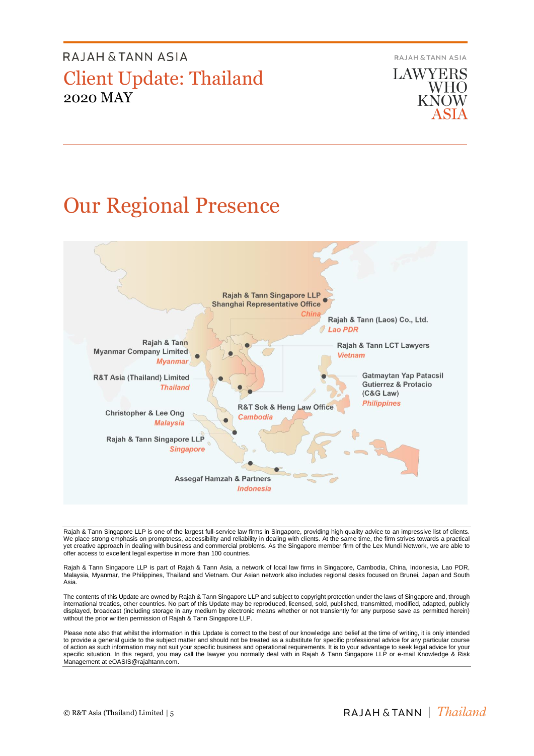# Our Regional Presence

Rajah & Tann Singapore LLP
Shanghai Representative Office
*China*

Rajah & Tann (Laos) Co., Ltd.
*Lao PDR*

Rajah & Tann
Myanmar Company Limited
*Myanmar*

Rajah & Tann LCT Lawyers
*Vietnam*

R&T Asia (Thailand) Limited
*Thailand*

Gatmaytan Yap Patacsil
Gutierrez & Protacio
(C&G Law)
*Philippines*

R&T Sok & Heng Law Office
*Cambodia*

Christopher & Lee Ong
*Malaysia*

Rajah & Tann Singapore LLP
*Singapore*

Assegaf Hamzah & Partners
*Indonesia*

Rajah & Tann Singapore LLP is one of the largest full-service law firms in Singapore, providing high quality advice to an impressive list of clients. We place strong emphasis on promptness, accessibility and reliability in dealing with clients. At the same time, the firm strives towards a practical yet creative approach in dealing with business and commercial problems. As the Singapore member firm of the Lex Mundi Network, we are able to offer access to excellent legal expertise in more than 100 countries.

Rajah & Tann Singapore LLP is part of Rajah & Tann Asia, a network of local law firms in Singapore, Cambodia, China, Indonesia, Lao PDR, Malaysia, Myanmar, the Philippines, Thailand and Vietnam. Our Asian network also includes regional desks focused on Brunei, Japan and South Asia.

The contents of this Update are owned by Rajah & Tann Singapore LLP and subject to copyright protection under the laws of Singapore and, through international treaties, other countries. No part of this Update may be reproduced, licensed, sold, published, transmitted, modified, adapted, publicly displayed, broadcast (including storage in any medium by electronic means whether or not transiently for any purpose save as permitted herein) without the prior written permission of Rajah & Tann Singapore LLP.

Please note also that whilst the information in this Update is correct to the best of our knowledge and belief at the time of writing, it is only intended to provide a general guide to the subject matter and should not be treated as a substitute for specific professional advice for any particular course of action as such information may not suit your specific business and operational requirements. It is to your advantage to seek legal advice for your specific situation. In this regard, you may call the lawyer you normally deal with in Rajah & Tann Singapore LLP or e-mail Knowledge & Risk Management at eOASIS@rajahtann.com.